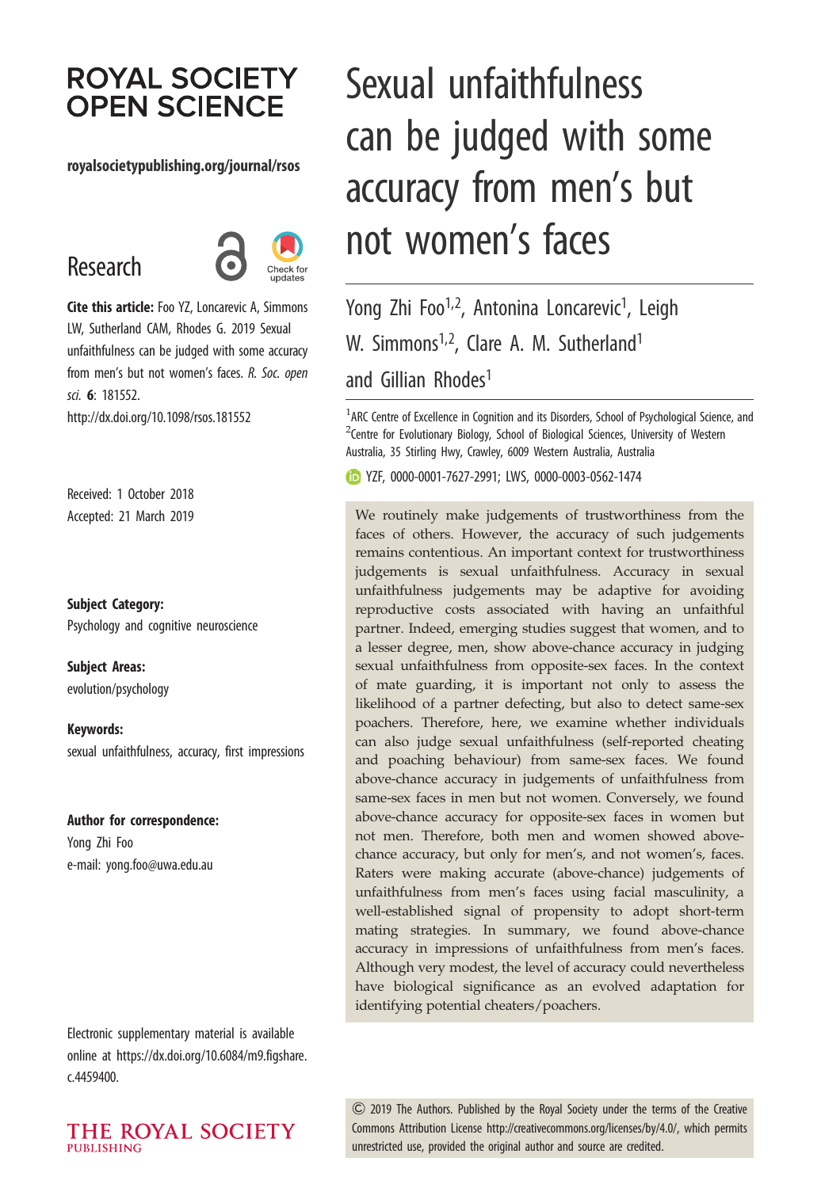ROYAL SOCIETY OPEN SCIENCE

royalsocietypublishing.org/journal/rsos

Research

**Cite this article:** Foo YZ, Loncarevic A, Simmons LW, Sutherland CAM, Rhodes G. 2019 Sexual unfaithfulness can be judged with some accuracy from men's but not women's faces. *R. Soc. open sci.* **6**: 181552.
http://dx.doi.org/10.1098/rsos.181552

Received: 1 October 2018
Accepted: 21 March 2019

**Subject Category:**
Psychology and cognitive neuroscience

**Subject Areas:**
evolution/psychology

**Keywords:**
sexual unfaithfulness, accuracy, first impressions

**Author for correspondence:**
Yong Zhi Foo
e-mail: yong.foo@uwa.edu.au

Electronic supplementary material is available online at https://dx.doi.org/10.6084/m9.figshare.c.4459400.

# Sexual unfaithfulness can be judged with some accuracy from men's but not women's faces

Yong Zhi Foo[1,2], Antonina Loncarevic[1], Leigh W. Simmons[1,2], Clare A. M. Sutherland[1] and Gillian Rhodes[1]

[1]ARC Centre of Excellence in Cognition and its Disorders, School of Psychological Science, and [2]Centre for Evolutionary Biology, School of Biological Sciences, University of Western Australia, 35 Stirling Hwy, Crawley, 6009 Western Australia, Australia

YZF, 0000-0001-7627-2991; LWS, 0000-0003-0562-1474

We routinely make judgements of trustworthiness from the faces of others. However, the accuracy of such judgements remains contentious. An important context for trustworthiness judgements is sexual unfaithfulness. Accuracy in sexual unfaithfulness judgements may be adaptive for avoiding reproductive costs associated with having an unfaithful partner. Indeed, emerging studies suggest that women, and to a lesser degree, men, show above-chance accuracy in judging sexual unfaithfulness from opposite-sex faces. In the context of mate guarding, it is important not only to assess the likelihood of a partner defecting, but also to detect same-sex poachers. Therefore, here, we examine whether individuals can also judge sexual unfaithfulness (self-reported cheating and poaching behaviour) from same-sex faces. We found above-chance accuracy in judgements of unfaithfulness from same-sex faces in men but not women. Conversely, we found above-chance accuracy for opposite-sex faces in women but not men. Therefore, both men and women showed above-chance accuracy, but only for men's, and not women's, faces. Raters were making accurate (above-chance) judgements of unfaithfulness from men's faces using facial masculinity, a well-established signal of propensity to adopt short-term mating strategies. In summary, we found above-chance accuracy in impressions of unfaithfulness from men's faces. Although very modest, the level of accuracy could nevertheless have biological significance as an evolved adaptation for identifying potential cheaters/poachers.

© 2019 The Authors. Published by the Royal Society under the terms of the Creative Commons Attribution License http://creativecommons.org/licenses/by/4.0/, which permits unrestricted use, provided the original author and source are credited.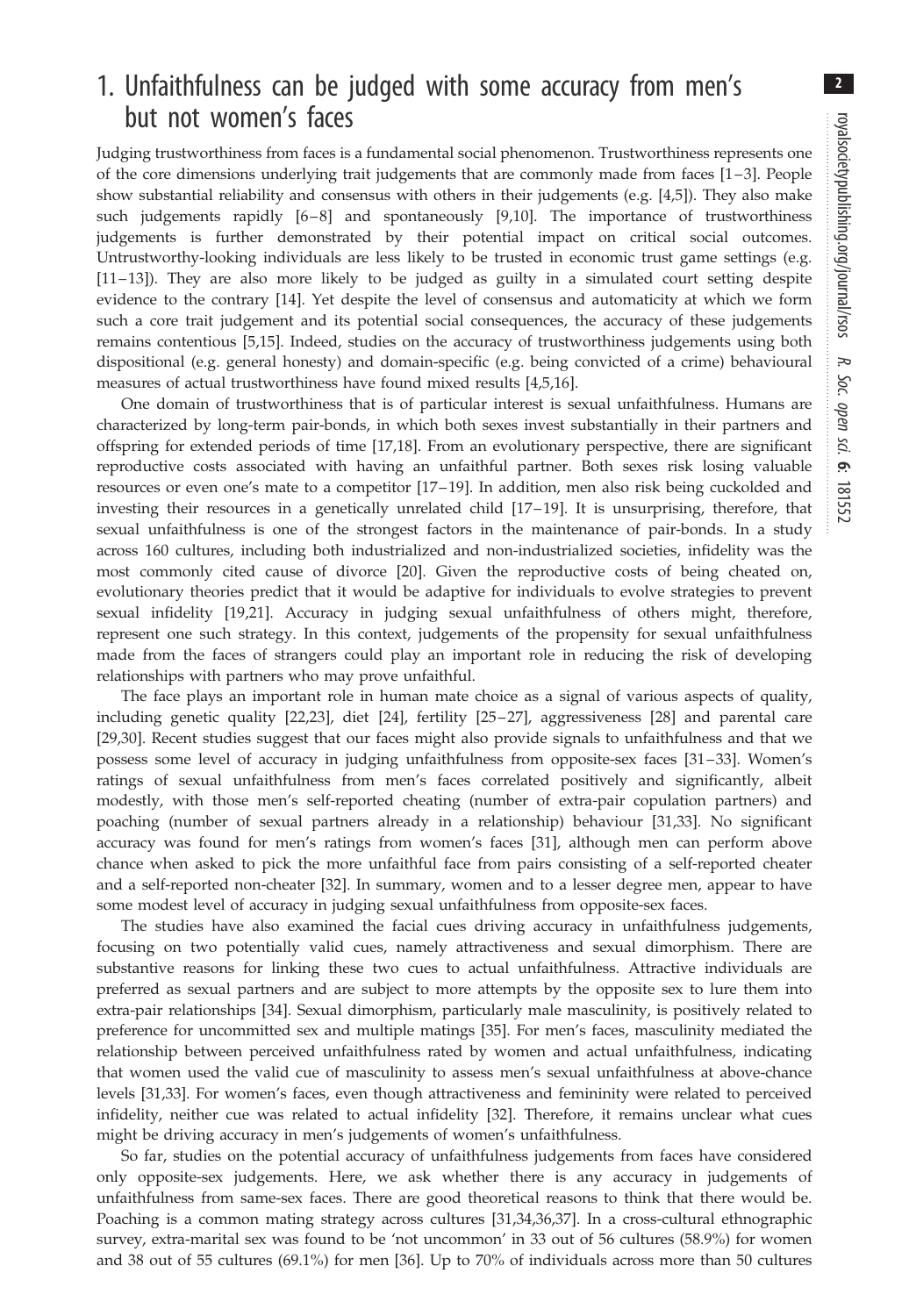## 1. Unfaithfulness can be judged with some accuracy from men's but not women's faces

Judging trustworthiness from faces is a fundamental social phenomenon. Trustworthiness represents one of the core dimensions underlying trait judgements that are commonly made from faces [1–3]. People show substantial reliability and consensus with others in their judgements (e.g. [4,5]). They also make such judgements rapidly [6–8] and spontaneously [9,10]. The importance of trustworthiness judgements is further demonstrated by their potential impact on critical social outcomes. Untrustworthy-looking individuals are less likely to be trusted in economic trust game settings (e.g. [11–13]). They are also more likely to be judged as guilty in a simulated court setting despite evidence to the contrary [14]. Yet despite the level of consensus and automaticity at which we form such a core trait judgement and its potential social consequences, the accuracy of these judgements remains contentious [5,15]. Indeed, studies on the accuracy of trustworthiness judgements using both dispositional (e.g. general honesty) and domain-specific (e.g. being convicted of a crime) behavioural measures of actual trustworthiness have found mixed results [4,5,16].

One domain of trustworthiness that is of particular interest is sexual unfaithfulness. Humans are characterized by long-term pair-bonds, in which both sexes invest substantially in their partners and offspring for extended periods of time [17,18]. From an evolutionary perspective, there are significant reproductive costs associated with having an unfaithful partner. Both sexes risk losing valuable resources or even one's mate to a competitor [17–19]. In addition, men also risk being cuckolded and investing their resources in a genetically unrelated child [17–19]. It is unsurprising, therefore, that sexual unfaithfulness is one of the strongest factors in the maintenance of pair-bonds. In a study across 160 cultures, including both industrialized and non-industrialized societies, infidelity was the most commonly cited cause of divorce [20]. Given the reproductive costs of being cheated on, evolutionary theories predict that it would be adaptive for individuals to evolve strategies to prevent sexual infidelity [19,21]. Accuracy in judging sexual unfaithfulness of others might, therefore, represent one such strategy. In this context, judgements of the propensity for sexual unfaithfulness made from the faces of strangers could play an important role in reducing the risk of developing relationships with partners who may prove unfaithful.

The face plays an important role in human mate choice as a signal of various aspects of quality, including genetic quality [22,23], diet [24], fertility [25–27], aggressiveness [28] and parental care [29,30]. Recent studies suggest that our faces might also provide signals to unfaithfulness and that we possess some level of accuracy in judging unfaithfulness from opposite-sex faces [31–33]. Women's ratings of sexual unfaithfulness from men's faces correlated positively and significantly, albeit modestly, with those men's self-reported cheating (number of extra-pair copulation partners) and poaching (number of sexual partners already in a relationship) behaviour [31,33]. No significant accuracy was found for men's ratings from women's faces [31], although men can perform above chance when asked to pick the more unfaithful face from pairs consisting of a self-reported cheater and a self-reported non-cheater [32]. In summary, women and to a lesser degree men, appear to have some modest level of accuracy in judging sexual unfaithfulness from opposite-sex faces.

The studies have also examined the facial cues driving accuracy in unfaithfulness judgements, focusing on two potentially valid cues, namely attractiveness and sexual dimorphism. There are substantive reasons for linking these two cues to actual unfaithfulness. Attractive individuals are preferred as sexual partners and are subject to more attempts by the opposite sex to lure them into extra-pair relationships [34]. Sexual dimorphism, particularly male masculinity, is positively related to preference for uncommitted sex and multiple matings [35]. For men's faces, masculinity mediated the relationship between perceived unfaithfulness rated by women and actual unfaithfulness, indicating that women used the valid cue of masculinity to assess men's sexual unfaithfulness at above-chance levels [31,33]. For women's faces, even though attractiveness and femininity were related to perceived infidelity, neither cue was related to actual infidelity [32]. Therefore, it remains unclear what cues might be driving accuracy in men's judgements of women's unfaithfulness.

So far, studies on the potential accuracy of unfaithfulness judgements from faces have considered only opposite-sex judgements. Here, we ask whether there is any accuracy in judgements of unfaithfulness from same-sex faces. There are good theoretical reasons to think that there would be. Poaching is a common mating strategy across cultures [31,34,36,37]. In a cross-cultural ethnographic survey, extra-marital sex was found to be 'not uncommon' in 33 out of 56 cultures (58.9%) for women and 38 out of 55 cultures (69.1%) for men [36]. Up to 70% of individuals across more than 50 cultures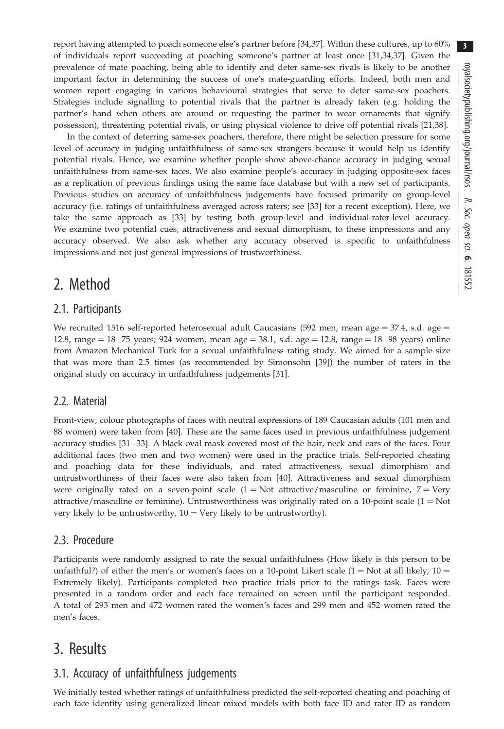report having attempted to poach someone else's partner before [34,37]. Within these cultures, up to 60% of individuals report succeeding at poaching someone's partner at least once [31,34,37]. Given the prevalence of mate poaching, being able to identify and deter same-sex rivals is likely to be another important factor in determining the success of one's mate-guarding efforts. Indeed, both men and women report engaging in various behavioural strategies that serve to deter same-sex poachers. Strategies include signalling to potential rivals that the partner is already taken (e.g. holding the partner's hand when others are around or requesting the partner to wear ornaments that signify possession), threatening potential rivals, or using physical violence to drive off potential rivals [21,38].

In the context of deterring same-sex poachers, therefore, there might be selection pressure for some level of accuracy in judging unfaithfulness of same-sex strangers because it would help us identify potential rivals. Hence, we examine whether people show above-chance accuracy in judging sexual unfaithfulness from same-sex faces. We also examine people's accuracy in judging opposite-sex faces as a replication of previous findings using the same face database but with a new set of participants. Previous studies on accuracy of unfaithfulness judgements have focused primarily on group-level accuracy (i.e. ratings of unfaithfulness averaged across raters; see [33] for a recent exception). Here, we take the same approach as [33] by testing both group-level and individual-rater-level accuracy. We examine two potential cues, attractiveness and sexual dimorphism, to these impressions and any accuracy observed. We also ask whether any accuracy observed is specific to unfaithfulness impressions and not just general impressions of trustworthiness.

# 2. Method

## 2.1. Participants

We recruited 1516 self-reported heterosexual adult Caucasians (592 men, mean age = 37.4, s.d. age = 12.8, range = 18–75 years; 924 women, mean age = 38.1, s.d. age = 12.8, range = 18–98 years) online from Amazon Mechanical Turk for a sexual unfaithfulness rating study. We aimed for a sample size that was more than 2.5 times (as recommended by Simonsohn [39]) the number of raters in the original study on accuracy in unfaithfulness judgements [31].

## 2.2. Material

Front-view, colour photographs of faces with neutral expressions of 189 Caucasian adults (101 men and 88 women) were taken from [40]. These are the same faces used in previous unfaithfulness judgement accuracy studies [31–33]. A black oval mask covered most of the hair, neck and ears of the faces. Four additional faces (two men and two women) were used in the practice trials. Self-reported cheating and poaching data for these individuals, and rated attractiveness, sexual dimorphism and untrustworthiness of their faces were also taken from [40]. Attractiveness and sexual dimorphism were originally rated on a seven-point scale (1 = Not attractive/masculine or feminine, 7 = Very attractive/masculine or feminine). Untrustworthiness was originally rated on a 10-point scale (1 = Not very likely to be untrustworthy, 10 = Very likely to be untrustworthy).

## 2.3. Procedure

Participants were randomly assigned to rate the sexual unfaithfulness (How likely is this person to be unfaithful?) of either the men's or women's faces on a 10-point Likert scale (1 = Not at all likely, 10 = Extremely likely). Participants completed two practice trials prior to the ratings task. Faces were presented in a random order and each face remained on screen until the participant responded. A total of 293 men and 472 women rated the women's faces and 299 men and 452 women rated the men's faces.

# 3. Results

## 3.1. Accuracy of unfaithfulness judgements

We initially tested whether ratings of unfaithfulness predicted the self-reported cheating and poaching of each face identity using generalized linear mixed models with both face ID and rater ID as random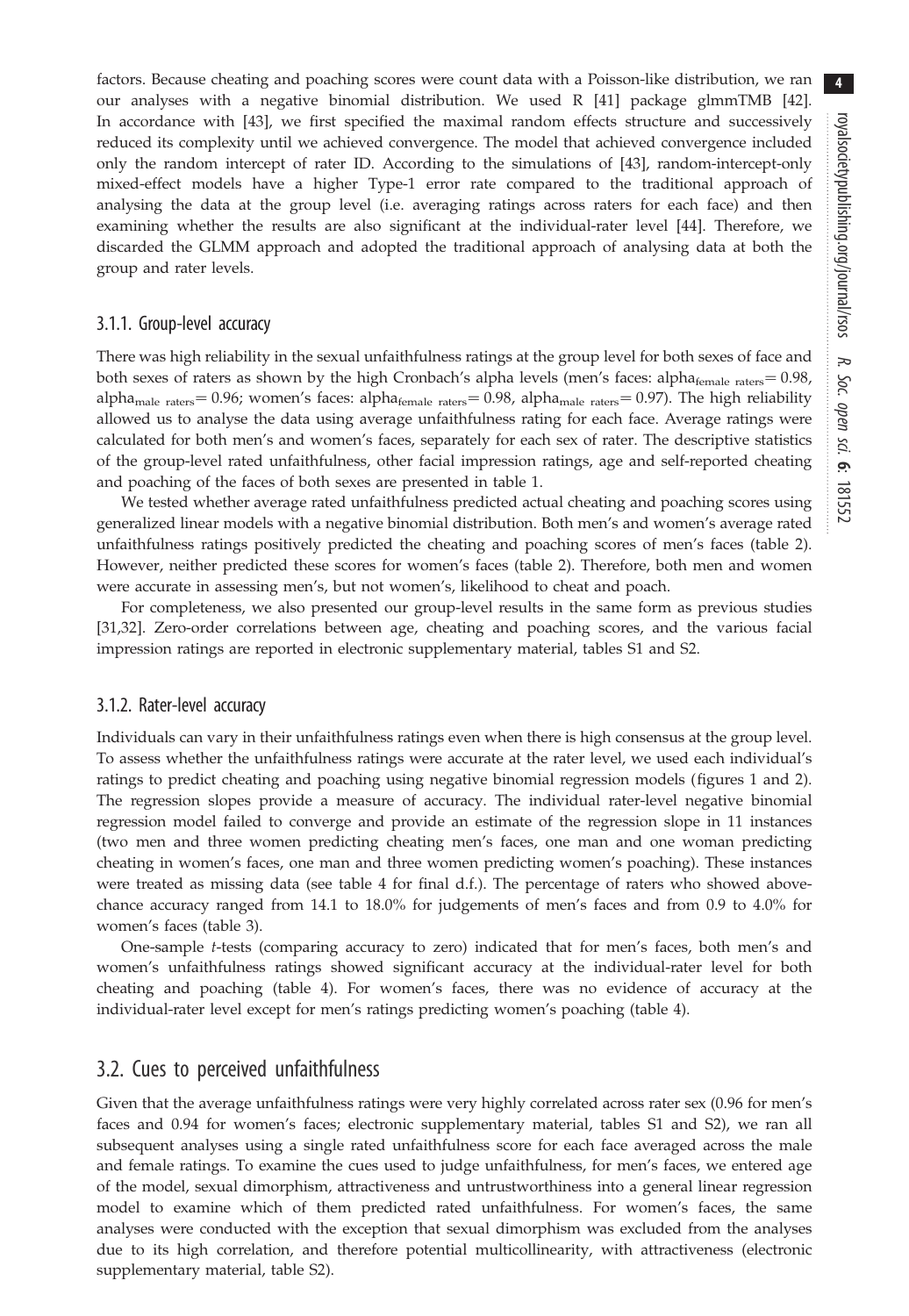factors. Because cheating and poaching scores were count data with a Poisson-like distribution, we ran our analyses with a negative binomial distribution. We used R [41] package glmmTMB [42]. In accordance with [43], we first specified the maximal random effects structure and successively reduced its complexity until we achieved convergence. The model that achieved convergence included only the random intercept of rater ID. According to the simulations of [43], random-intercept-only mixed-effect models have a higher Type-1 error rate compared to the traditional approach of analysing the data at the group level (i.e. averaging ratings across raters for each face) and then examining whether the results are also significant at the individual-rater level [44]. Therefore, we discarded the GLMM approach and adopted the traditional approach of analysing data at both the group and rater levels.

### 3.1.1. Group-level accuracy

There was high reliability in the sexual unfaithfulness ratings at the group level for both sexes of face and both sexes of raters as shown by the high Cronbach's alpha levels (men's faces: $\text{alpha}_{\text{female raters}} = 0.98$, $\text{alpha}_{\text{male raters}} = 0.96$; women's faces: $\text{alpha}_{\text{female raters}} = 0.98$, $\text{alpha}_{\text{male raters}} = 0.97$). The high reliability allowed us to analyse the data using average unfaithfulness rating for each face. Average ratings were calculated for both men's and women's faces, separately for each sex of rater. The descriptive statistics of the group-level rated unfaithfulness, other facial impression ratings, age and self-reported cheating and poaching of the faces of both sexes are presented in table 1.

We tested whether average rated unfaithfulness predicted actual cheating and poaching scores using generalized linear models with a negative binomial distribution. Both men's and women's average rated unfaithfulness ratings positively predicted the cheating and poaching scores of men's faces (table 2). However, neither predicted these scores for women's faces (table 2). Therefore, both men and women were accurate in assessing men's, but not women's, likelihood to cheat and poach.

For completeness, we also presented our group-level results in the same form as previous studies [31,32]. Zero-order correlations between age, cheating and poaching scores, and the various facial impression ratings are reported in electronic supplementary material, tables S1 and S2.

### 3.1.2. Rater-level accuracy

Individuals can vary in their unfaithfulness ratings even when there is high consensus at the group level. To assess whether the unfaithfulness ratings were accurate at the rater level, we used each individual's ratings to predict cheating and poaching using negative binomial regression models (figures 1 and 2). The regression slopes provide a measure of accuracy. The individual rater-level negative binomial regression model failed to converge and provide an estimate of the regression slope in 11 instances (two men and three women predicting cheating men's faces, one man and one woman predicting cheating in women's faces, one man and three women predicting women's poaching). These instances were treated as missing data (see table 4 for final d.f.). The percentage of raters who showed above-chance accuracy ranged from 14.1 to 18.0% for judgements of men's faces and from 0.9 to 4.0% for women's faces (table 3).

One-sample *t*-tests (comparing accuracy to zero) indicated that for men's faces, both men's and women's unfaithfulness ratings showed significant accuracy at the individual-rater level for both cheating and poaching (table 4). For women's faces, there was no evidence of accuracy at the individual-rater level except for men's ratings predicting women's poaching (table 4).

## 3.2. Cues to perceived unfaithfulness

Given that the average unfaithfulness ratings were very highly correlated across rater sex (0.96 for men's faces and 0.94 for women's faces; electronic supplementary material, tables S1 and S2), we ran all subsequent analyses using a single rated unfaithfulness score for each face averaged across the male and female ratings. To examine the cues used to judge unfaithfulness, for men's faces, we entered age of the model, sexual dimorphism, attractiveness and untrustworthiness into a general linear regression model to examine which of them predicted rated unfaithfulness. For women's faces, the same analyses were conducted with the exception that sexual dimorphism was excluded from the analyses due to its high correlation, and therefore potential multicollinearity, with attractiveness (electronic supplementary material, table S2).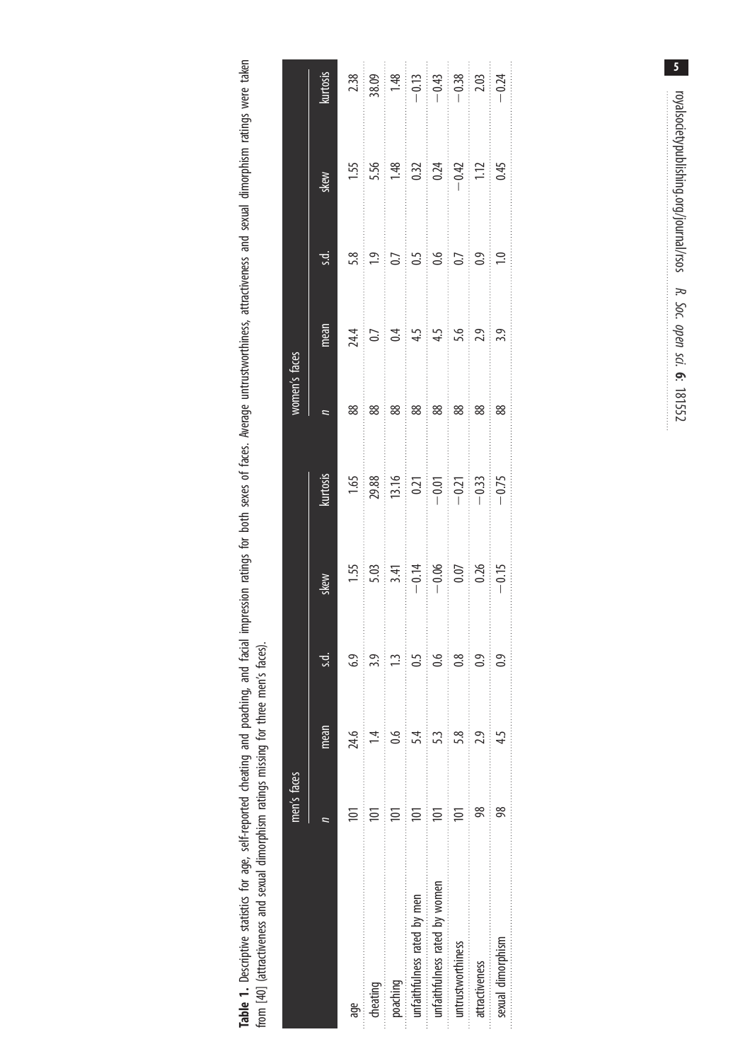**Table 1.** Descriptive statistics for age, self-reported cheating and poaching, and facial impression ratings for both sexes of faces. Average untrustworthiness, attractiveness and sexual dimorphism ratings were taken from [40] (attractiveness and sexual dimorphism ratings missing for three men's faces).

| | men's faces | | | | | women's faces | | | | |
|---|---|---|---|---|---|---|---|---|---|---|
| | *n* | mean | s.d. | skew | kurtosis | *n* | mean | s.d. | skew | kurtosis |
| age | 101 | 24.6 | 6.9 | 1.55 | 1.65 | 88 | 24.4 | 5.8 | 1.55 | 2.38 |
| cheating | 101 | 1.4 | 3.9 | 5.03 | 29.88 | 88 | 0.7 | 1.9 | 5.56 | 38.09 |
| poaching | 101 | 0.6 | 1.3 | 3.41 | 13.16 | 88 | 0.4 | 0.7 | 1.48 | 1.48 |
| unfaithfulness rated by men | 101 | 5.4 | 0.5 | −0.14 | 0.21 | 88 | 4.5 | 0.5 | 0.32 | −0.13 |
| unfaithfulness rated by women | 101 | 5.3 | 0.6 | −0.06 | −0.01 | 88 | 4.5 | 0.6 | 0.24 | −0.43 |
| untrustworthiness | 101 | 5.8 | 0.8 | 0.07 | −0.21 | 88 | 5.6 | 0.7 | −0.42 | −0.38 |
| attractiveness | 98 | 2.9 | 0.9 | 0.26 | −0.33 | 88 | 2.9 | 0.9 | 1.12 | 2.03 |
| sexual dimorphism | 98 | 4.5 | 0.9 | −0.15 | −0.75 | 88 | 3.9 | 1.0 | 0.45 | −0.24 |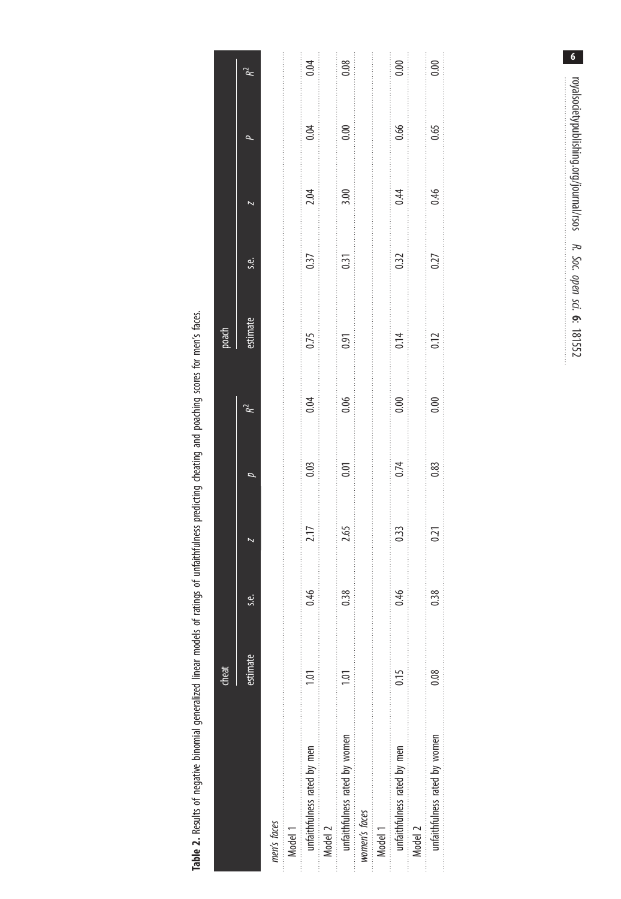**Table 2.** Results of negative binomial generalized linear models of ratings of unfaithfulness predicting cheating and poaching scores for men's faces.

| | cheat | | | | | poach | | | | |
|---|---|---|---|---|---|---|---|---|---|---|
| | estimate | s.e. | z | p | $R^2$ | estimate | s.e. | z | p | $R^2$ |
| *men's faces* | | | | | | | | | | |
| Model 1 | | | | | | | | | | |
| unfaithfulness rated by men | 1.01 | 0.46 | 2.17 | 0.03 | 0.04 | 0.75 | 0.37 | 2.04 | 0.04 | 0.04 |
| Model 2 | | | | | | | | | | |
| unfaithfulness rated by women | 1.01 | 0.38 | 2.65 | 0.01 | 0.06 | 0.91 | 0.31 | 3.00 | 0.00 | 0.08 |
| *women's faces* | | | | | | | | | | |
| Model 1 | | | | | | | | | | |
| unfaithfulness rated by men | 0.15 | 0.46 | 0.33 | 0.74 | 0.00 | 0.14 | 0.32 | 0.44 | 0.66 | 0.00 |
| Model 2 | | | | | | | | | | |
| unfaithfulness rated by women | 0.08 | 0.38 | 0.21 | 0.83 | 0.00 | 0.12 | 0.27 | 0.46 | 0.65 | 0.00 |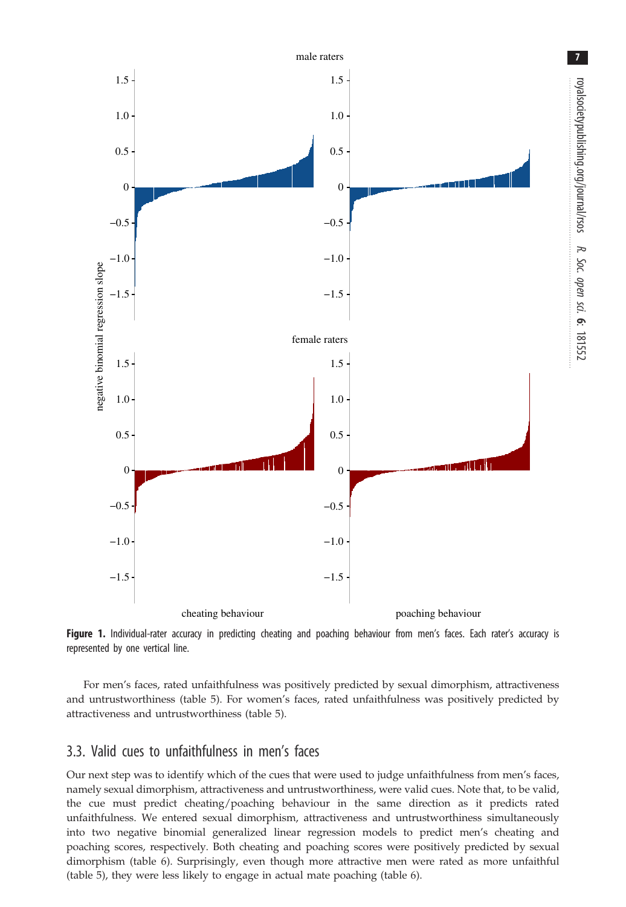**Figure 1.** Individual-rater accuracy in predicting cheating and poaching behaviour from men's faces. Each rater's accuracy is represented by one vertical line.

For men's faces, rated unfaithfulness was positively predicted by sexual dimorphism, attractiveness and untrustworthiness (table 5). For women's faces, rated unfaithfulness was positively predicted by attractiveness and untrustworthiness (table 5).

## 3.3. Valid cues to unfaithfulness in men's faces

Our next step was to identify which of the cues that were used to judge unfaithfulness from men's faces, namely sexual dimorphism, attractiveness and untrustworthiness, were valid cues. Note that, to be valid, the cue must predict cheating/poaching behaviour in the same direction as it predicts rated unfaithfulness. We entered sexual dimorphism, attractiveness and untrustworthiness simultaneously into two negative binomial generalized linear regression models to predict men's cheating and poaching scores, respectively. Both cheating and poaching scores were positively predicted by sexual dimorphism (table 6). Surprisingly, even though more attractive men were rated as more unfaithful (table 5), they were less likely to engage in actual mate poaching (table 6).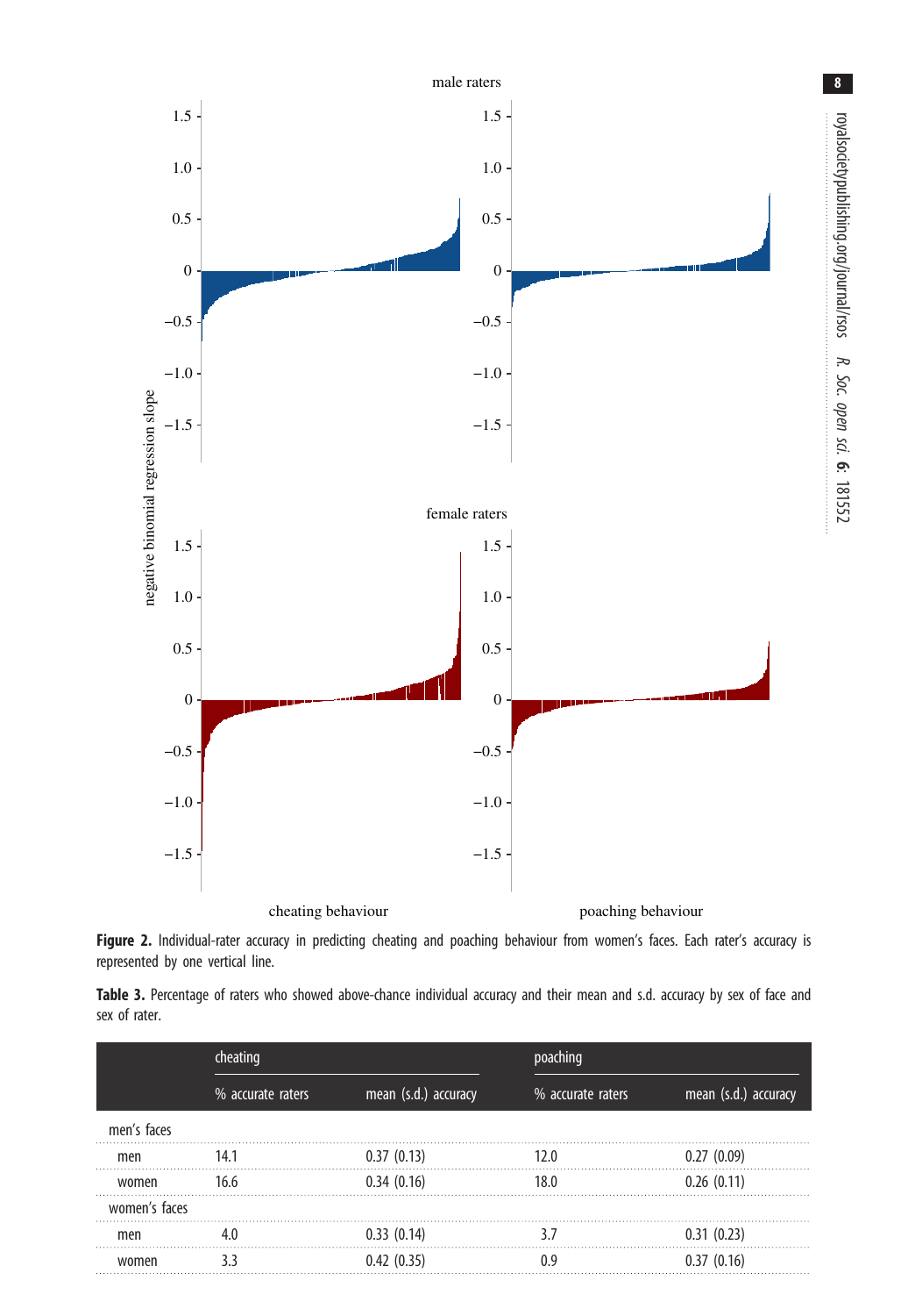**Figure 2.** Individual-rater accuracy in predicting cheating and poaching behaviour from women's faces. Each rater's accuracy is represented by one vertical line.

**Table 3.** Percentage of raters who showed above-chance individual accuracy and their mean and s.d. accuracy by sex of face and sex of rater.

| | cheating | | poaching | |
|---|---|---|---|---|
| | % accurate raters | mean (s.d.) accuracy | % accurate raters | mean (s.d.) accuracy |
| men's faces | | | | |
| men | 14.1 | 0.37 (0.13) | 12.0 | 0.27 (0.09) |
| women | 16.6 | 0.34 (0.16) | 18.0 | 0.26 (0.11) |
| women's faces | | | | |
| men | 4.0 | 0.33 (0.14) | 3.7 | 0.31 (0.23) |
| women | 3.3 | 0.42 (0.35) | 0.9 | 0.37 (0.16) |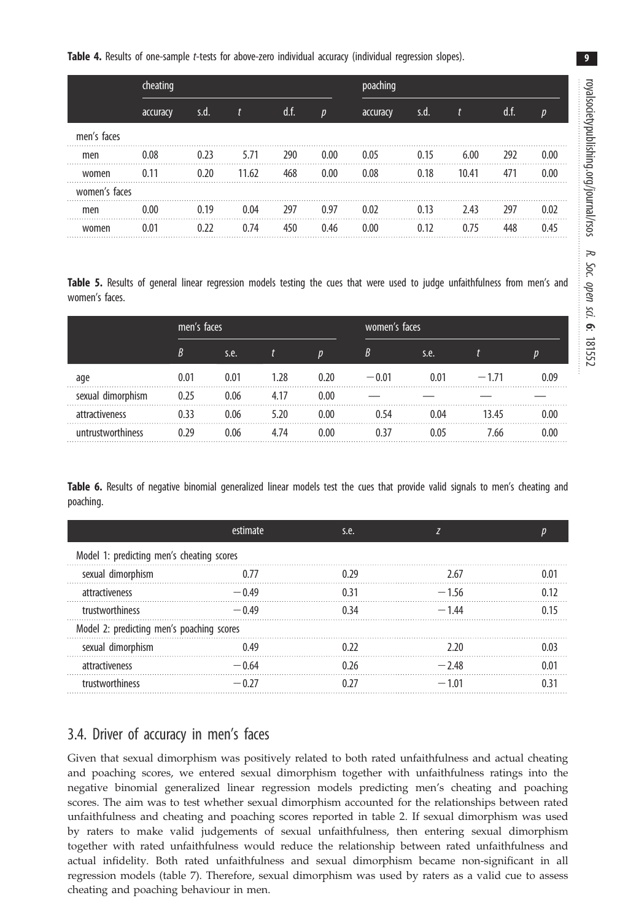**Table 4.** Results of one-sample *t*-tests for above-zero individual accuracy (individual regression slopes).

| | cheating | | | | | poaching | | | | |
|---|---|---|---|---|---|---|---|---|---|---|
| | accuracy | s.d. | *t* | d.f. | *p* | accuracy | s.d. | *t* | d.f. | *p* |
| men's faces | | | | | | | | | | |
| men | 0.08 | 0.23 | 5.71 | 290 | 0.00 | 0.05 | 0.15 | 6.00 | 292 | 0.00 |
| women | 0.11 | 0.20 | 11.62 | 468 | 0.00 | 0.08 | 0.18 | 10.41 | 471 | 0.00 |
| women's faces | | | | | | | | | | |
| men | 0.00 | 0.19 | 0.04 | 297 | 0.97 | 0.02 | 0.13 | 2.43 | 297 | 0.02 |
| women | 0.01 | 0.22 | 0.74 | 450 | 0.46 | 0.00 | 0.12 | 0.75 | 448 | 0.45 |

**Table 5.** Results of general linear regression models testing the cues that were used to judge unfaithfulness from men's and women's faces.

| | men's faces | | | | women's faces | | | |
|---|---|---|---|---|---|---|---|---|
| | *B* | s.e. | *t* | *p* | *B* | s.e. | *t* | *p* |
| age | 0.01 | 0.01 | 1.28 | 0.20 | −0.01 | 0.01 | −1.71 | 0.09 |
| sexual dimorphism | 0.25 | 0.06 | 4.17 | 0.00 | — | — | — | — |
| attractiveness | 0.33 | 0.06 | 5.20 | 0.00 | 0.54 | 0.04 | 13.45 | 0.00 |
| untrustworthiness | 0.29 | 0.06 | 4.74 | 0.00 | 0.37 | 0.05 | 7.66 | 0.00 |

**Table 6.** Results of negative binomial generalized linear models test the cues that provide valid signals to men's cheating and poaching.

| | estimate | s.e. | *z* | *p* |
|---|---|---|---|---|
| Model 1: predicting men's cheating scores | | | | |
| sexual dimorphism | 0.77 | 0.29 | 2.67 | 0.01 |
| attractiveness | −0.49 | 0.31 | −1.56 | 0.12 |
| trustworthiness | −0.49 | 0.34 | −1.44 | 0.15 |
| Model 2: predicting men's poaching scores | | | | |
| sexual dimorphism | 0.49 | 0.22 | 2.20 | 0.03 |
| attractiveness | −0.64 | 0.26 | −2.48 | 0.01 |
| trustworthiness | −0.27 | 0.27 | −1.01 | 0.31 |

## 3.4. Driver of accuracy in men's faces

Given that sexual dimorphism was positively related to both rated unfaithfulness and actual cheating and poaching scores, we entered sexual dimorphism together with unfaithfulness ratings into the negative binomial generalized linear regression models predicting men's cheating and poaching scores. The aim was to test whether sexual dimorphism accounted for the relationships between rated unfaithfulness and cheating and poaching scores reported in table 2. If sexual dimorphism was used by raters to make valid judgements of sexual unfaithfulness, then entering sexual dimorphism together with rated unfaithfulness would reduce the relationship between rated unfaithfulness and actual infidelity. Both rated unfaithfulness and sexual dimorphism became non-significant in all regression models (table 7). Therefore, sexual dimorphism was used by raters as a valid cue to assess cheating and poaching behaviour in men.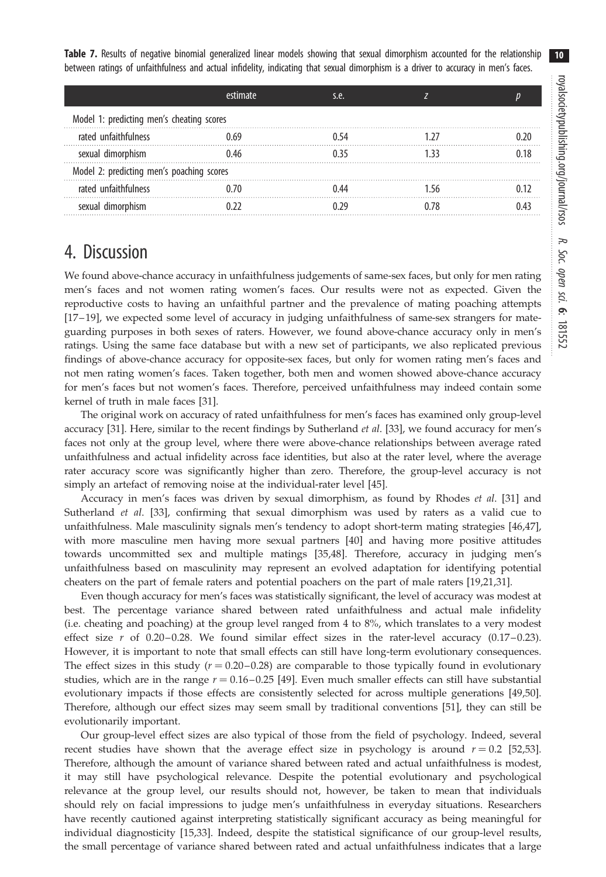**Table 7.** Results of negative binomial generalized linear models showing that sexual dimorphism accounted for the relationship between ratings of unfaithfulness and actual infidelity, indicating that sexual dimorphism is a driver to accuracy in men's faces.

| | estimate | s.e. | $z$ | $p$ |
|---|---|---|---|---|
| Model 1: predicting men's cheating scores | | | | |
| rated unfaithfulness | 0.69 | 0.54 | 1.27 | 0.20 |
| sexual dimorphism | 0.46 | 0.35 | 1.33 | 0.18 |
| Model 2: predicting men's poaching scores | | | | |
| rated unfaithfulness | 0.70 | 0.44 | 1.56 | 0.12 |
| sexual dimorphism | 0.22 | 0.29 | 0.78 | 0.43 |

# 4. Discussion

We found above-chance accuracy in unfaithfulness judgements of same-sex faces, but only for men rating men's faces and not women rating women's faces. Our results were not as expected. Given the reproductive costs to having an unfaithful partner and the prevalence of mating poaching attempts [17–19], we expected some level of accuracy in judging unfaithfulness of same-sex strangers for mate-guarding purposes in both sexes of raters. However, we found above-chance accuracy only in men's ratings. Using the same face database but with a new set of participants, we also replicated previous findings of above-chance accuracy for opposite-sex faces, but only for women rating men's faces and not men rating women's faces. Taken together, both men and women showed above-chance accuracy for men's faces but not women's faces. Therefore, perceived unfaithfulness may indeed contain some kernel of truth in male faces [31].

The original work on accuracy of rated unfaithfulness for men's faces has examined only group-level accuracy [31]. Here, similar to the recent findings by Sutherland *et al*. [33], we found accuracy for men's faces not only at the group level, where there were above-chance relationships between average rated unfaithfulness and actual infidelity across face identities, but also at the rater level, where the average rater accuracy score was significantly higher than zero. Therefore, the group-level accuracy is not simply an artefact of removing noise at the individual-rater level [45].

Accuracy in men's faces was driven by sexual dimorphism, as found by Rhodes *et al*. [31] and Sutherland *et al*. [33], confirming that sexual dimorphism was used by raters as a valid cue to unfaithfulness. Male masculinity signals men's tendency to adopt short-term mating strategies [46,47], with more masculine men having more sexual partners [40] and having more positive attitudes towards uncommitted sex and multiple matings [35,48]. Therefore, accuracy in judging men's unfaithfulness based on masculinity may represent an evolved adaptation for identifying potential cheaters on the part of female raters and potential poachers on the part of male raters [19,21,31].

Even though accuracy for men's faces was statistically significant, the level of accuracy was modest at best. The percentage variance shared between rated unfaithfulness and actual male infidelity (i.e. cheating and poaching) at the group level ranged from 4 to 8%, which translates to a very modest effect size $r$ of 0.20–0.28. We found similar effect sizes in the rater-level accuracy (0.17–0.23). However, it is important to note that small effects can still have long-term evolutionary consequences. The effect sizes in this study ($r = 0.20$–$0.28$) are comparable to those typically found in evolutionary studies, which are in the range $r = 0.16$–$0.25$ [49]. Even much smaller effects can still have substantial evolutionary impacts if those effects are consistently selected for across multiple generations [49,50]. Therefore, although our effect sizes may seem small by traditional conventions [51], they can still be evolutionarily important.

Our group-level effect sizes are also typical of those from the field of psychology. Indeed, several recent studies have shown that the average effect size in psychology is around $r = 0.2$ [52,53]. Therefore, although the amount of variance shared between rated and actual unfaithfulness is modest, it may still have psychological relevance. Despite the potential evolutionary and psychological relevance at the group level, our results should not, however, be taken to mean that individuals should rely on facial impressions to judge men's unfaithfulness in everyday situations. Researchers have recently cautioned against interpreting statistically significant accuracy as being meaningful for individual diagnosticity [15,33]. Indeed, despite the statistical significance of our group-level results, the small percentage of variance shared between rated and actual unfaithfulness indicates that a large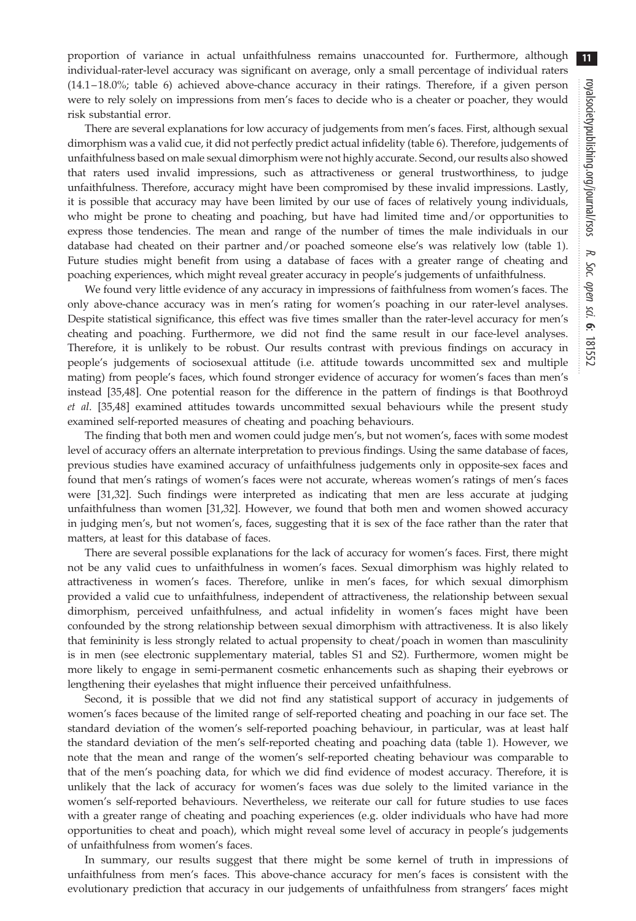proportion of variance in actual unfaithfulness remains unaccounted for. Furthermore, although individual-rater-level accuracy was significant on average, only a small percentage of individual raters (14.1–18.0%; table 6) achieved above-chance accuracy in their ratings. Therefore, if a given person were to rely solely on impressions from men's faces to decide who is a cheater or poacher, they would risk substantial error.

There are several explanations for low accuracy of judgements from men's faces. First, although sexual dimorphism was a valid cue, it did not perfectly predict actual infidelity (table 6). Therefore, judgements of unfaithfulness based on male sexual dimorphism were not highly accurate. Second, our results also showed that raters used invalid impressions, such as attractiveness or general trustworthiness, to judge unfaithfulness. Therefore, accuracy might have been compromised by these invalid impressions. Lastly, it is possible that accuracy may have been limited by our use of faces of relatively young individuals, who might be prone to cheating and poaching, but have had limited time and/or opportunities to express those tendencies. The mean and range of the number of times the male individuals in our database had cheated on their partner and/or poached someone else's was relatively low (table 1). Future studies might benefit from using a database of faces with a greater range of cheating and poaching experiences, which might reveal greater accuracy in people's judgements of unfaithfulness.

We found very little evidence of any accuracy in impressions of faithfulness from women's faces. The only above-chance accuracy was in men's rating for women's poaching in our rater-level analyses. Despite statistical significance, this effect was five times smaller than the rater-level accuracy for men's cheating and poaching. Furthermore, we did not find the same result in our face-level analyses. Therefore, it is unlikely to be robust. Our results contrast with previous findings on accuracy in people's judgements of sociosexual attitude (i.e. attitude towards uncommitted sex and multiple mating) from people's faces, which found stronger evidence of accuracy for women's faces than men's instead [35,48]. One potential reason for the difference in the pattern of findings is that Boothroyd *et al*. [35,48] examined attitudes towards uncommitted sexual behaviours while the present study examined self-reported measures of cheating and poaching behaviours.

The finding that both men and women could judge men's, but not women's, faces with some modest level of accuracy offers an alternate interpretation to previous findings. Using the same database of faces, previous studies have examined accuracy of unfaithfulness judgements only in opposite-sex faces and found that men's ratings of women's faces were not accurate, whereas women's ratings of men's faces were [31,32]. Such findings were interpreted as indicating that men are less accurate at judging unfaithfulness than women [31,32]. However, we found that both men and women showed accuracy in judging men's, but not women's, faces, suggesting that it is sex of the face rather than the rater that matters, at least for this database of faces.

There are several possible explanations for the lack of accuracy for women's faces. First, there might not be any valid cues to unfaithfulness in women's faces. Sexual dimorphism was highly related to attractiveness in women's faces. Therefore, unlike in men's faces, for which sexual dimorphism provided a valid cue to unfaithfulness, independent of attractiveness, the relationship between sexual dimorphism, perceived unfaithfulness, and actual infidelity in women's faces might have been confounded by the strong relationship between sexual dimorphism with attractiveness. It is also likely that femininity is less strongly related to actual propensity to cheat/poach in women than masculinity is in men (see electronic supplementary material, tables S1 and S2). Furthermore, women might be more likely to engage in semi-permanent cosmetic enhancements such as shaping their eyebrows or lengthening their eyelashes that might influence their perceived unfaithfulness.

Second, it is possible that we did not find any statistical support of accuracy in judgements of women's faces because of the limited range of self-reported cheating and poaching in our face set. The standard deviation of the women's self-reported poaching behaviour, in particular, was at least half the standard deviation of the men's self-reported cheating and poaching data (table 1). However, we note that the mean and range of the women's self-reported cheating behaviour was comparable to that of the men's poaching data, for which we did find evidence of modest accuracy. Therefore, it is unlikely that the lack of accuracy for women's faces was due solely to the limited variance in the women's self-reported behaviours. Nevertheless, we reiterate our call for future studies to use faces with a greater range of cheating and poaching experiences (e.g. older individuals who have had more opportunities to cheat and poach), which might reveal some level of accuracy in people's judgements of unfaithfulness from women's faces.

In summary, our results suggest that there might be some kernel of truth in impressions of unfaithfulness from men's faces. This above-chance accuracy for men's faces is consistent with the evolutionary prediction that accuracy in our judgements of unfaithfulness from strangers' faces might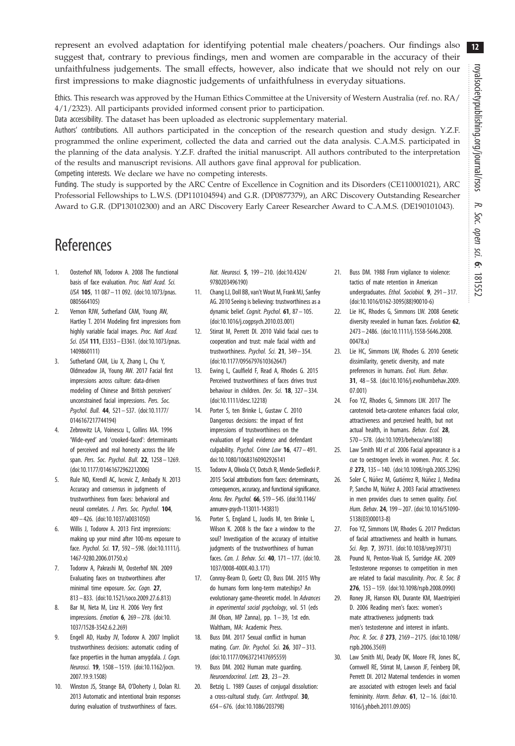represent an evolved adaptation for identifying potential male cheaters/poachers. Our findings also suggest that, contrary to previous findings, men and women are comparable in the accuracy of their unfaithfulness judgements. The small effects, however, also indicate that we should not rely on our first impressions to make diagnostic judgements of unfaithfulness in everyday situations.

Ethics. This research was approved by the Human Ethics Committee at the University of Western Australia (ref. no. RA/4/1/2323). All participants provided informed consent prior to participation.

Data accessibility. The dataset has been uploaded as electronic supplementary material.

Authors' contributions. All authors participated in the conception of the research question and study design. Y.Z.F. programmed the online experiment, collected the data and carried out the data analysis. C.A.M.S. participated in the planning of the data analysis. Y.Z.F. drafted the initial manuscript. All authors contributed to the interpretation of the results and manuscript revisions. All authors gave final approval for publication.

Competing interests. We declare we have no competing interests.

Funding. The study is supported by the ARC Centre of Excellence in Cognition and its Disorders (CE110001021), ARC Professorial Fellowships to L.W.S. (DP110104594) and G.R. (DP0877379), an ARC Discovery Outstanding Researcher Award to G.R. (DP130102300) and an ARC Discovery Early Career Researcher Award to C.A.M.S. (DE190101043).

# References

1. Oosterhof NN, Todorov A. 2008 The functional basis of face evaluation. *Proc. Natl Acad. Sci. USA* **105**, 11 087–11 092. (doi:10.1073/pnas.0805664105)
2. Vernon RJW, Sutherland CAM, Young AW, Hartley T. 2014 Modeling first impressions from highly variable facial images. *Proc. Natl Acad. Sci. USA* **111**, E3353–E3361. (doi:10.1073/pnas.1409860111)
3. Sutherland CAM, Liu X, Zhang L, Chu Y, Oldmeadow JA, Young AW. 2017 Facial first impressions across culture: data-driven modeling of Chinese and British perceivers' unconstrained facial impressions. *Pers. Soc. Psychol. Bull.* **44**, 521–537. (doi:10.1177/0146167217744194)
4. Zebrowitz LA, Voinescu L, Collins MA. 1996 'Wide-eyed' and 'crooked-faced': determinants of perceived and real honesty across the life span. *Pers. Soc. Psychol. Bull.* **22**, 1258–1269. (doi:10.1177/01461672962212006)
5. Rule NO, Krendl AC, Ivcevic Z, Ambady N. 2013 Accuracy and consensus in judgments of trustworthiness from faces: behavioral and neural correlates. *J. Pers. Soc. Psychol.* **104**, 409–426. (doi:10.1037/a0031050)
6. Willis J, Todorov A. 2013 First impressions: making up your mind after 100-ms exposure to face. *Psychol. Sci.* **17**, 592–598. (doi:10.1111/j.1467-9280.2006.01750.x)
7. Todorov A, Pakrashi M, Oosterhof NN. 2009 Evaluating faces on trustworthiness after minimal time exposure. *Soc. Cogn.* **27**, 813–833. (doi:10.1521/soco.2009.27.6.813)
8. Bar M, Neta M, Linz H. 2006 Very first impressions. *Emotion* **6**, 269–278. (doi:10.1037/1528-3542.6.2.269)
9. Engell AD, Haxby JV, Todorov A. 2007 Implicit trustworthiness decisions: automatic coding of face properties in the human amygdala. *J. Cogn. Neurosci.* **19**, 1508–1519. (doi:10.1162/jocn.2007.19.9.1508)
10. Winston JS, Strange BA, O'Doherty J, Dolan RJ. 2013 Automatic and intentional brain responses during evaluation of trustworthiness of faces. *Nat. Neurosci.* **5**, 199–210. (doi:10.4324/9780203496190)
11. Chang LJ, Doll BB, van't Wout M, Frank MJ, Sanfey AG. 2010 Seeing is believing: trustworthiness as a dynamic belief. *Cognit. Psychol.* **61**, 87–105. (doi:10.1016/j.cogpsych.2010.03.001)
12. Stirrat M, Perrett DI. 2010 Valid facial cues to cooperation and trust: male facial width and trustworthiness. *Psychol. Sci.* **21**, 349–354. (doi:10.1177/0956797610362647)
13. Ewing L, Caulfield F, Read A, Rhodes G. 2015 Perceived trustworthiness of faces drives trust behaviour in children. *Dev. Sci.* **18**, 327–334. (doi:10.1111/desc.12218)
14. Porter S, ten Brinke L, Gustaw C. 2010 Dangerous decisions: the impact of first impressions of trustworthiness on the evaluation of legal evidence and defendant culpability. *Psychol. Crime Law* **16**, 477–491. doi:10.1080/10683160902926141
15. Todorov A, Olivola CY, Dotsch R, Mende-Siedlecki P. 2015 Social attributions from faces: determinants, consequences, accuracy, and functional significance. *Annu. Rev. Psychol.* **66**, 519–545. (doi:10.1146/annurev-psych-113011-143831)
16. Porter S, England L, Juodis M, ten Brinke L, Wilson K. 2008 Is the face a window to the soul? Investigation of the accuracy of intuitive judgments of the trustworthiness of human faces. *Can. J. Behav. Sci.* **40**, 171–177. (doi:10.1037/0008-400X.40.3.171)
17. Conroy-Beam D, Goetz CD, Buss DM. 2015 Why do humans form long-term mateships? An evolutionary game-theoretic model. In *Advances in experimental social psychology*, vol. 51 (eds JM Olson, MP Zanna), pp. 1–39, 1st edn. Waltham, MA: Academic Press.
18. Buss DM. 2017 Sexual conflict in human mating. *Curr. Dir. Psychol. Sci.* **26**, 307–313. (doi:10.1177/0963721417695559)
19. Buss DM. 2002 Human mate guarding. *Neuroendocrinol. Lett.* **23**, 23–29.
20. Betzig L. 1989 Causes of conjugal dissolution: a cross-cultural study. *Curr. Anthropol.* **30**, 654–676. (doi:10.1086/203798)
21. Buss DM. 1988 From vigilance to violence: tactics of mate retention in American undergraduates. *Ethol. Sociobiol.* **9**, 291–317. (doi:10.1016/0162-3095(88)90010-6)
22. Lie HC, Rhodes G, Simmons LW. 2008 Genetic diversity revealed in human faces. *Evolution* **62**, 2473–2486. (doi:10.1111/j.1558-5646.2008.00478.x)
23. Lie HC, Simmons LW, Rhodes G. 2010 Genetic dissimilarity, genetic diversity, and mate preferences in humans. *Evol. Hum. Behav.* **31**, 48–58. (doi:10.1016/j.evolhumbehav.2009.07.001)
24. Foo YZ, Rhodes G, Simmons LW. 2017 The carotenoid beta-carotene enhances facial color, attractiveness and perceived health, but not actual health, in humans. *Behav. Ecol.* **28**, 570–578. (doi:10.1093/beheco/arw188)
25. Law Smith MJ *et al.* 2006 Facial appearance is a cue to oestrogen levels in women. *Proc. R. Soc. B* **273**, 135–140. (doi:10.1098/rspb.2005.3296)
26. Soler C, Núñez M, Gutiérrez R, Núñez J, Medina P, Sancho M, Núñez A. 2003 Facial attractiveness in men provides clues to semen quality. *Evol. Hum. Behav.* **24**, 199–207. (doi:10.1016/S1090-5138(03)00013-8)
27. Foo YZ, Simmons LW, Rhodes G. 2017 Predictors of facial attractiveness and health in humans. *Sci. Rep.* **7**, 39731. (doi:10.1038/srep39731)
28. Pound N, Penton-Voak IS, Surridge AK. 2009 Testosterone responses to competition in men are related to facial masculinity. *Proc. R. Soc. B* **276**, 153–159. (doi:10.1098/rspb.2008.0990)
29. Roney JR, Hanson KN, Durante KM, Maestripieri D. 2006 Reading men's faces: women's mate attractiveness judgments track men's testosterone and interest in infants. *Proc. R. Soc. B* **273**, 2169–2175. (doi:10.1098/rspb.2006.3569)
30. Law Smith MJ, Deady DK, Moore FR, Jones BC, Cornwell RE, Stirrat M, Lawson JF, Feinberg DR, Perrett DI. 2012 Maternal tendencies in women are associated with estrogen levels and facial femininity. *Horm. Behav.* **61**, 12–16. (doi:10.1016/j.yhbeh.2011.09.005)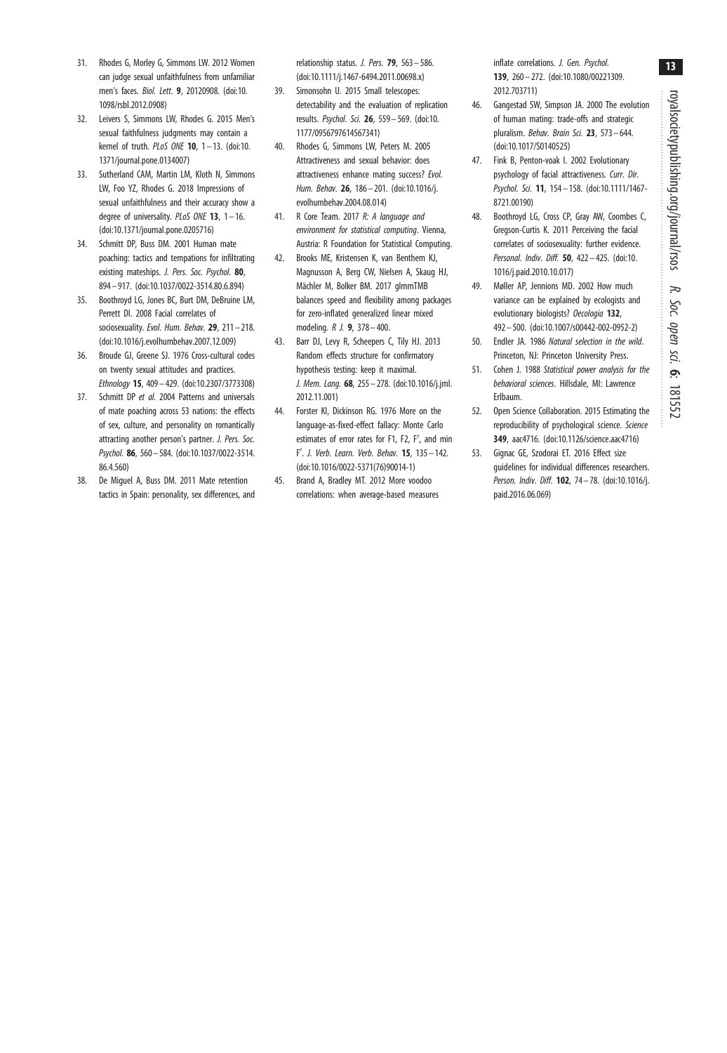31. Rhodes G, Morley G, Simmons LW. 2012 Women can judge sexual unfaithfulness from unfamiliar men's faces. *Biol. Lett.* **9**, 20120908. (doi:10.1098/rsbl.2012.0908)
32. Leivers S, Simmons LW, Rhodes G. 2015 Men's sexual faithfulness judgments may contain a kernel of truth. *PLoS ONE* **10**, 1–13. (doi:10.1371/journal.pone.0134007)
33. Sutherland CAM, Martin LM, Kloth N, Simmons LW, Foo YZ, Rhodes G. 2018 Impressions of sexual unfaithfulness and their accuracy show a degree of universality. *PLoS ONE* **13**, 1–16. (doi:10.1371/journal.pone.0205716)
34. Schmitt DP, Buss DM. 2001 Human mate poaching: tactics and tempations for infiltrating existing mateships. *J. Pers. Soc. Psychol.* **80**, 894–917. (doi:10.1037/0022-3514.80.6.894)
35. Boothroyd LG, Jones BC, Burt DM, DeBruine LM, Perrett DI. 2008 Facial correlates of sociosexuality. *Evol. Hum. Behav.* **29**, 211–218. (doi:10.1016/j.evolhumbehav.2007.12.009)
36. Broude GJ, Greene SJ. 1976 Cross-cultural codes on twenty sexual attitudes and practices. *Ethnology* **15**, 409–429. (doi:10.2307/3773308)
37. Schmitt DP *et al.* 2004 Patterns and universals of mate poaching across 53 nations: the effects of sex, culture, and personality on romantically attracting another person's partner. *J. Pers. Soc. Psychol.* **86**, 560–584. (doi:10.1037/0022-3514.86.4.560)
38. De Miguel A, Buss DM. 2011 Mate retention tactics in Spain: personality, sex differences, and relationship status. *J. Pers.* **79**, 563–586. (doi:10.1111/j.1467-6494.2011.00698.x)
39. Simonsohn U. 2015 Small telescopes: detectability and the evaluation of replication results. *Psychol. Sci.* **26**, 559–569. (doi:10.1177/0956797614567341)
40. Rhodes G, Simmons LW, Peters M. 2005 Attractiveness and sexual behavior: does attractiveness enhance mating success? *Evol. Hum. Behav.* **26**, 186–201. (doi:10.1016/j.evolhumbehav.2004.08.014)
41. R Core Team. 2017 *R: A language and environment for statistical computing*. Vienna, Austria: R Foundation for Statistical Computing.
42. Brooks ME, Kristensen K, van Benthem KJ, Magnusson A, Berg CW, Nielsen A, Skaug HJ, Mächler M, Bolker BM. 2017 glmmTMB balances speed and flexibility among packages for zero-inflated generalized linear mixed modeling. *R J.* **9**, 378–400.
43. Barr DJ, Levy R, Scheepers C, Tily HJ. 2013 Random effects structure for confirmatory hypothesis testing: keep it maximal. *J. Mem. Lang.* **68**, 255–278. (doi:10.1016/j.jml.2012.11.001)
44. Forster KI, Dickinson RG. 1976 More on the language-as-fixed-effect fallacy: Monte Carlo estimates of error rates for F1, F2, F′, and min F′. *J. Verb. Learn. Verb. Behav.* **15**, 135–142. (doi:10.1016/0022-5371(76)90014-1)
45. Brand A, Bradley MT. 2012 More voodoo correlations: when average-based measures inflate correlations. *J. Gen. Psychol.* **139**, 260–272. (doi:10.1080/00221309.2012.703711)
46. Gangestad SW, Simpson JA. 2000 The evolution of human mating: trade-offs and strategic pluralism. *Behav. Brain Sci.* **23**, 573–644. (doi:10.1017/S0140525)
47. Fink B, Penton-voak I. 2002 Evolutionary psychology of facial attractiveness. *Curr. Dir. Psychol. Sci.* **11**, 154–158. (doi:10.1111/1467-8721.00190)
48. Boothroyd LG, Cross CP, Gray AW, Coombes C, Gregson-Curtis K. 2011 Perceiving the facial correlates of sociosexuality: further evidence. *Personal. Indiv. Diff.* **50**, 422–425. (doi:10.1016/j.paid.2010.10.017)
49. Møller AP, Jennions MD. 2002 How much variance can be explained by ecologists and evolutionary biologists? *Oecologia* **132**, 492–500. (doi:10.1007/s00442-002-0952-2)
50. Endler JA. 1986 *Natural selection in the wild*. Princeton, NJ: Princeton University Press.
51. Cohen J. 1988 *Statistical power analysis for the behavioral sciences*. Hillsdale, MI: Lawrence Erlbaum.
52. Open Science Collaboration. 2015 Estimating the reproducibility of psychological science. *Science* **349**, aac4716. (doi:10.1126/science.aac4716)
53. Gignac GE, Szodorai ET. 2016 Effect size guidelines for individual differences researchers. *Person. Indiv. Diff.* **102**, 74–78. (doi:10.1016/j.paid.2016.06.069)